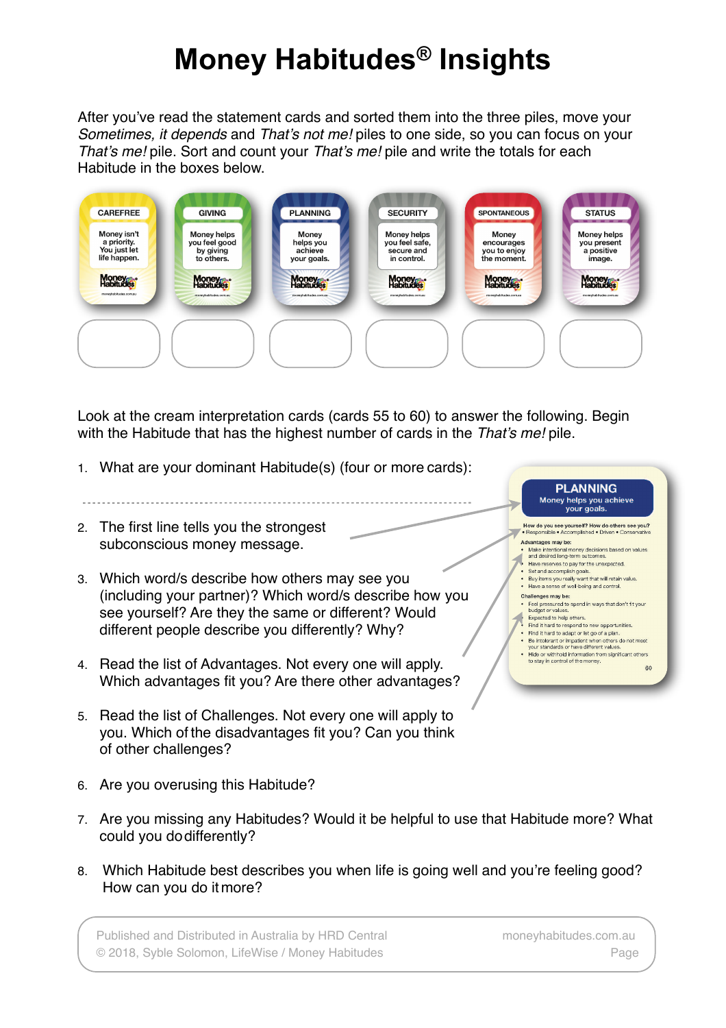# Money Habitudes® Insights

After you've read the statement cards and sorted them into the three piles, move your *Sometimes, it depends* and *That's not me!* piles to one side, so you can focus on your *That's me!* pile. Sort and count your *That's me!* pile and write the totals for each Habitude in the boxes below.

| CAREFREE | GIVING | PLANNING | SECURITY | SPONTANEOUS | STATUS |
|---|---|---|---|---|---|
| Money isn't a priority. You just let life happen. | Money helps you feel good by giving to others. | Money helps you achieve your goals. | Money helps you feel safe, secure and in control. | Money encourages you to enjoy the moment. | Money helps you present a positive image. |
| | | | | | |

Look at the cream interpretation cards (cards 55 to 60) to answer the following. Begin with the Habitude that has the highest number of cards in the *That's me!* pile.

1. What are your dominant Habitude(s) (four or more cards):

   ---

2. The first line tells you the strongest subconscious money message.
3. Which word/s describe how others may see you (including your partner)? Which word/s describe how you see yourself? Are they the same or different? Would different people describe you differently? Why?
4. Read the list of Advantages. Not every one will apply. Which advantages fit you? Are there other advantages?
5. Read the list of Challenges. Not every one will apply to you. Which of the disadvantages fit you? Can you think of other challenges?
6. Are you overusing this Habitude?
7. Are you missing any Habitudes? Would it be helpful to use that Habitude more? What could you do differently?
8. Which Habitude best describes you when life is going well and you're feeling good? How can you do it more?

**PLANNING**
Money helps you achieve your goals.

How do you see yourself? How do others see you?
• Responsible • Accomplished • Driven • Conservative

Advantages may be:
- Make intentional money decisions based on values and desired long-term outcomes.
- Have reserves to pay for the unexpected.
- Set and accomplish goals.
- Buy items you really want that will retain value.
- Have a sense of well-being and control.

Challenges may be:
- Feel pressured to spend in ways that don't fit your budget or values.
- Expected to help others.
- Find it hard to respond to new opportunities.
- Find it hard to adapt or let go of a plan.
- Be intolerant or impatient when others do not meet your standards or have different values.
- Hide or withhold information from significant others to stay in control of the money.

60

Published and Distributed in Australia by HRD Central
© 2018, Syble Solomon, LifeWise / Money Habitudes
moneyhabitudes.com.au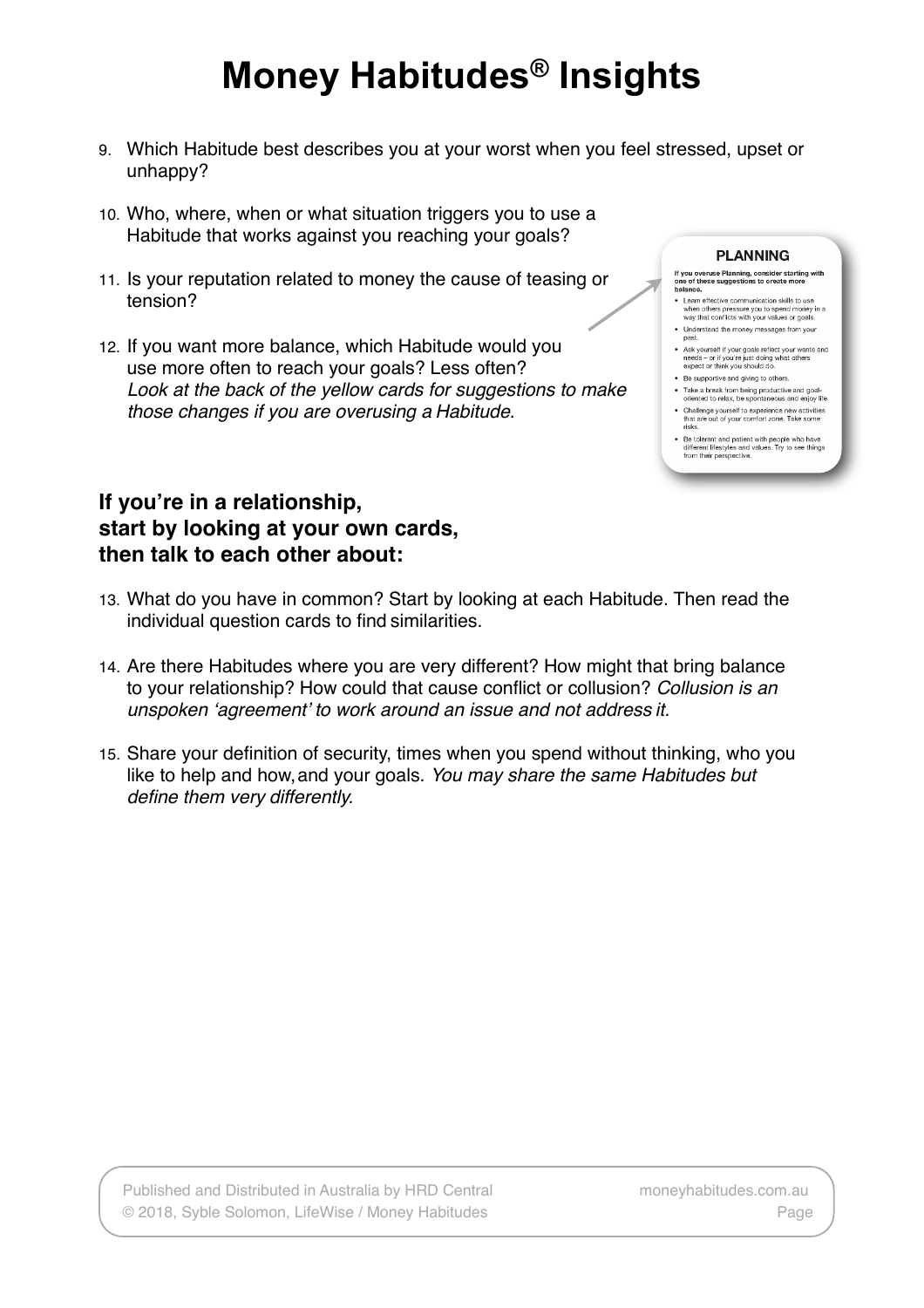# Money Habitudes® Insights

9. Which Habitude best describes you at your worst when you feel stressed, upset or unhappy?

10. Who, where, when or what situation triggers you to use a Habitude that works against you reaching your goals?

11. Is your reputation related to money the cause of teasing or tension?

12. If you want more balance, which Habitude would you use more often to reach your goals? Less often? *Look at the back of the yellow cards for suggestions to make those changes if you are overusing a Habitude*.

**PLANNING**

**If you overuse Planning, consider starting with one of these suggestions to create more balance.**

- Learn effective communication skills to use when others pressure you to spend money in a way that conflicts with your values or goals.
- Understand the money messages from your past.
- Ask yourself if your goals reflect your wants and needs – or if you're just doing what others expect or think you should do.
- Be supportive and giving to others.
- Take a break from being productive and goal-oriented to relax, be spontaneous and enjoy life.
- Challenge yourself to experience new activities that are out of your comfort zone. Take some risks.
- Be tolerant and patient with people who have different lifestyles and values. Try to see things from their perspective.

## If you're in a relationship, start by looking at your own cards, then talk to each other about:

13. What do you have in common? Start by looking at each Habitude. Then read the individual question cards to find similarities.

14. Are there Habitudes where you are very different? How might that bring balance to your relationship? How could that cause conflict or collusion? *Collusion is an unspoken 'agreement' to work around an issue and not address it.*

15. Share your definition of security, times when you spend without thinking, who you like to help and how, and your goals. *You may share the same Habitudes but define them very differently.*